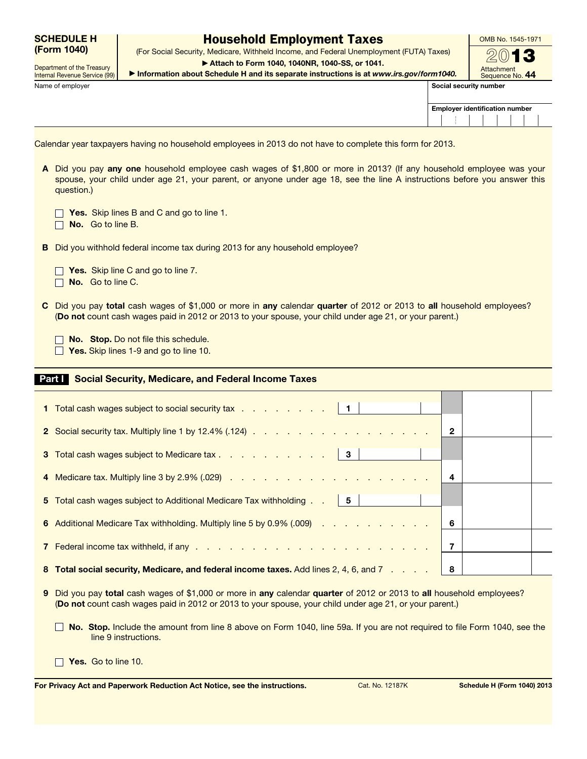**SCHEDULE H (Form 1040)**

Department of the Treasury
Internal Revenue Service (99)

# Household Employment Taxes

(For Social Security, Medicare, Withheld Income, and Federal Unemployment (FUTA) Taxes)

▶ Attach to Form 1040, 1040NR, 1040-SS, or 1041.

▶ Information about Schedule H and its separate instructions is at *www.irs.gov/form1040.*

OMB No. 1545-1971

**2013**

Attachment Sequence No. **44**

Name of employer | Social security number | Employer identification number

Calendar year taxpayers having no household employees in 2013 do not have to complete this form for 2013.

**A** Did you pay **any one** household employee cash wages of $1,800 or more in 2013? (If any household employee was your spouse, your child under age 21, your parent, or anyone under age 18, see the line A instructions before you answer this question.)

- ☐ **Yes.** Skip lines B and C and go to line 1.
- ☐ **No.** Go to line B.

**B** Did you withhold federal income tax during 2013 for any household employee?

- ☐ **Yes.** Skip line C and go to line 7.
- ☐ **No.** Go to line C.

**C** Did you pay **total** cash wages of $1,000 or more in **any** calendar **quarter** of 2012 or 2013 to **all** household employees? (**Do not** count cash wages paid in 2012 or 2013 to your spouse, your child under age 21, or your parent.)

- ☐ **No. Stop.** Do not file this schedule.
- ☐ **Yes.** Skip lines 1-9 and go to line 10.

## Part I Social Security, Medicare, and Federal Income Taxes

| | | | |
|---|---|---|---|
| **1** | Total cash wages subject to social security tax | 1 | |
| **2** | Social security tax. Multiply line 1 by 12.4% (.124) | 2 | |
| **3** | Total cash wages subject to Medicare tax | 3 | |
| **4** | Medicare tax. Multiply line 3 by 2.9% (.029) | 4 | |
| **5** | Total cash wages subject to Additional Medicare Tax withholding | 5 | |
| **6** | Additional Medicare Tax withholding. Multiply line 5 by 0.9% (.009) | 6 | |
| **7** | Federal income tax withheld, if any | 7 | |
| **8** | **Total social security, Medicare, and federal income taxes.** Add lines 2, 4, 6, and 7 | 8 | |

**9** Did you pay **total** cash wages of $1,000 or more in **any** calendar **quarter** of 2012 or 2013 to **all** household employees? (**Do not** count cash wages paid in 2012 or 2013 to your spouse, your child under age 21, or your parent.)

- ☐ **No. Stop.** Include the amount from line 8 above on Form 1040, line 59a. If you are not required to file Form 1040, see the line 9 instructions.
- ☐ **Yes.** Go to line 10.

**For Privacy Act and Paperwork Reduction Act Notice, see the instructions.** Cat. No. 12187K **Schedule H (Form 1040) 2013**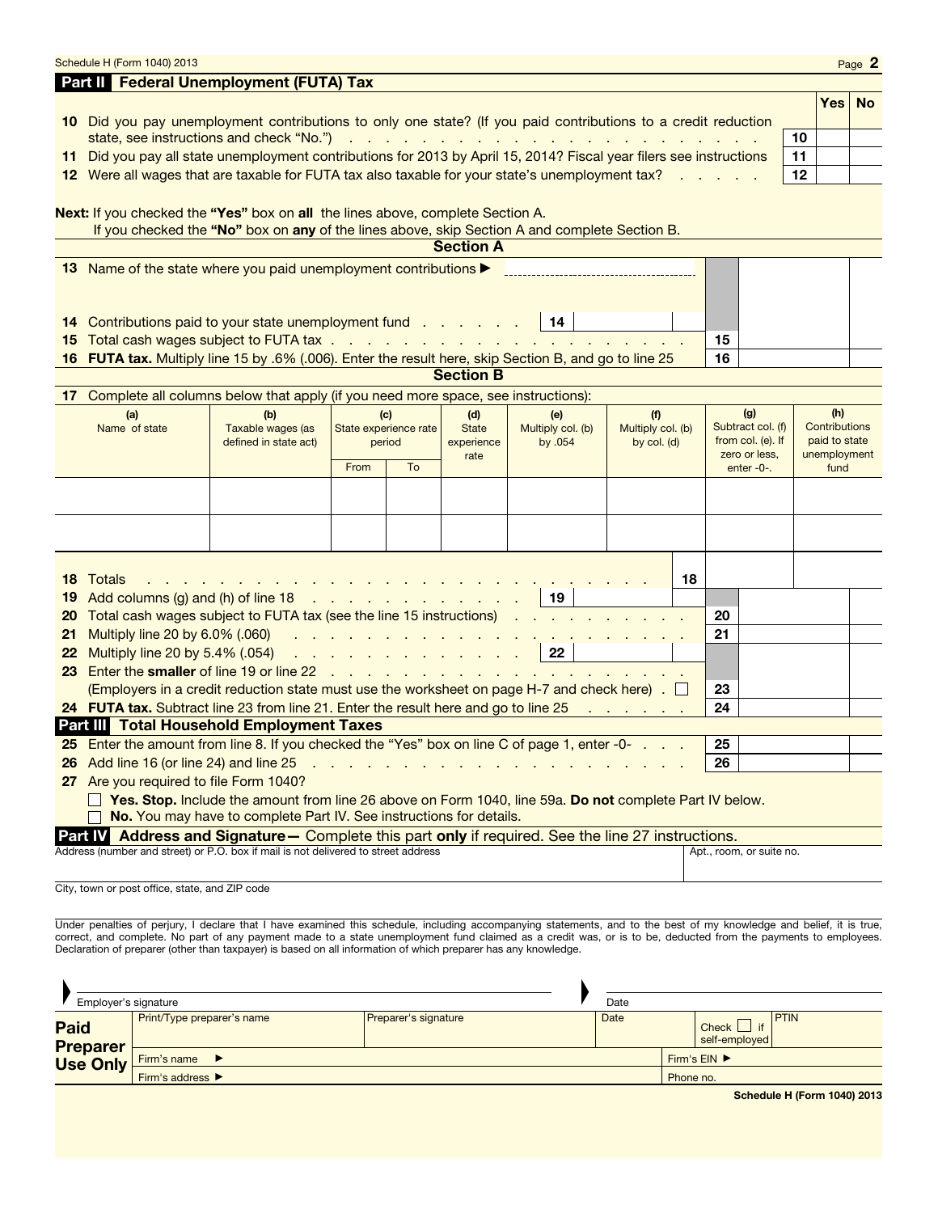## Part II Federal Unemployment (FUTA) Tax

| | | Yes | No |
|---|---|---|---|
| **10** Did you pay unemployment contributions to only one state? (If you paid contributions to a credit reduction state, see instructions and check "No.") | 10 | | |
| **11** Did you pay all state unemployment contributions for 2013 by April 15, 2014? Fiscal year filers see instructions | 11 | | |
| **12** Were all wages that are taxable for FUTA tax also taxable for your state's unemployment tax? | 12 | | |

**Next:** If you checked the **"Yes"** box on **all** the lines above, complete Section A.
If you checked the **"No"** box on **any** of the lines above, skip Section A and complete Section B.

### Section A

**13** Name of the state where you paid unemployment contributions ►

**14** Contributions paid to your state unemployment fund . . . . . . . **14**

**15** Total cash wages subject to FUTA tax . . . . . **15**

**16** **FUTA tax.** Multiply line 15 by .6% (.006). Enter the result here, skip Section B, and go to line 25 **16**

### Section B

**17** Complete all columns below that apply (if you need more space, see instructions):

| (a) Name of state | (b) Taxable wages (as defined in state act) | (c) State experience rate period | | (d) State experience rate | (e) Multiply col. (b) by .054 | (f) Multiply col. (b) by col. (d) | (g) Subtract col. (f) from col. (e). If zero or less, enter -0-. | (h) Contributions paid to state unemployment fund |
|---|---|---|---|---|---|---|---|---|
| | | From | To | | | | | |
| | | | | | | | | |
| | | | | | | | | |

**18** Totals . . . . . **18**

**19** Add columns (g) and (h) of line 18 . . . . . **19**

**20** Total cash wages subject to FUTA tax (see the line 15 instructions) . . . . . **20**

**21** Multiply line 20 by 6.0% (.060) . . . . . **21**

**22** Multiply line 20 by 5.4% (.054) . . . . . **22**

**23** Enter the **smaller** of line 19 or line 22
(Employers in a credit reduction state must use the worksheet on page H-7 and check here) . ☐ **23**

**24** **FUTA tax.** Subtract line 23 from line 21. Enter the result here and go to line 25 . . . . . **24**

## Part III Total Household Employment Taxes

**25** Enter the amount from line 8. If you checked the "Yes" box on line C of page 1, enter -0- . . . **25**

**26** Add line 16 (or line 24) and line 25 . . . . . **26**

**27** Are you required to file Form 1040?

☐ **Yes. Stop.** Include the amount from line 26 above on Form 1040, line 59a. **Do not** complete Part IV below.

☐ **No.** You may have to complete Part IV. See instructions for details.

## Part IV Address and Signature— Complete this part **only** if required. See the line 27 instructions.

Address (number and street) or P.O. box if mail is not delivered to street address | Apt., room, or suite no.

City, town or post office, state, and ZIP code

Under penalties of perjury, I declare that I have examined this schedule, including accompanying statements, and to the best of my knowledge and belief, it is true, correct, and complete. No part of any payment made to a state unemployment fund claimed as a credit was, or is to be, deducted from the payments to employees. Declaration of preparer (other than taxpayer) is based on all information of which preparer has any knowledge.

► Employer's signature ► Date

| **Paid Preparer Use Only** | Print/Type preparer's name | Preparer's signature | Date | Check ☐ if self-employed | PTIN |
|---|---|---|---|---|---|
| | Firm's name ► | | | Firm's EIN ► | |
| | Firm's address ► | | | Phone no. | |

Schedule H (Form 1040) 2013